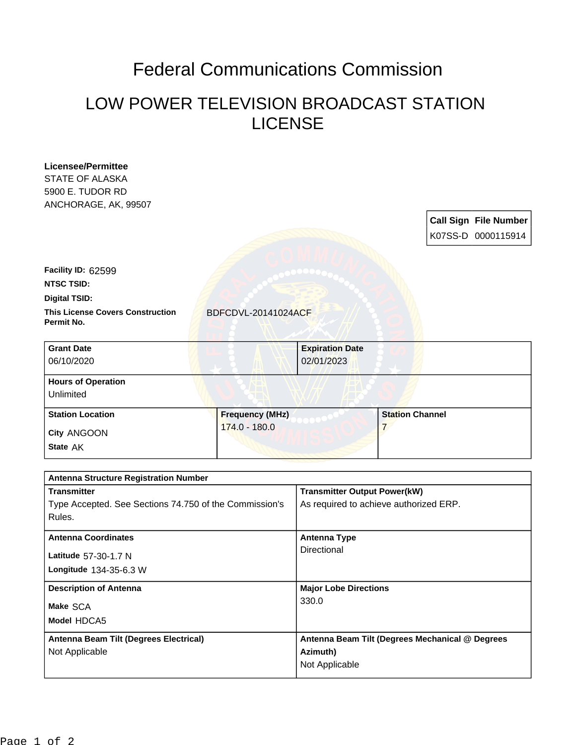# Federal Communications Commission

## LOW POWER TELEVISION BROADCAST STATION LICENSE

**Licensee/Permittee**
STATE OF ALASKA
5900 E. TUDOR RD
ANCHORAGE, AK, 99507

| Call Sign | File Number |
|---|---|
| K07SS-D | 0000115914 |

**Facility ID:** 62599

**NTSC TSID:**

**Digital TSID:**

**This License Covers Construction Permit No.** BDFCDVL-20141024ACF

| Grant Date | Expiration Date |
|---|---|
| 06/10/2020 | 02/01/2023 |

| Hours of Operation |
|---|
| Unlimited |

| Station Location | Frequency (MHz) | Station Channel |
|---|---|---|
| City ANGOON<br>State AK | 174.0 - 180.0 | 7 |

| Antenna Structure Registration Number | |
|---|---|
| **Transmitter**<br>Type Accepted. See Sections 74.750 of the Commission's Rules. | **Transmitter Output Power(kW)**<br>As required to achieve authorized ERP. |
| **Antenna Coordinates**<br>Latitude 57-30-1.7 N<br>Longitude 134-35-6.3 W | **Antenna Type**<br>Directional |
| **Description of Antenna**<br>Make SCA<br>Model HDCA5 | **Major Lobe Directions**<br>330.0 |
| **Antenna Beam Tilt (Degrees Electrical)**<br>Not Applicable | **Antenna Beam Tilt (Degrees Mechanical @ Degrees Azimuth)**<br>Not Applicable |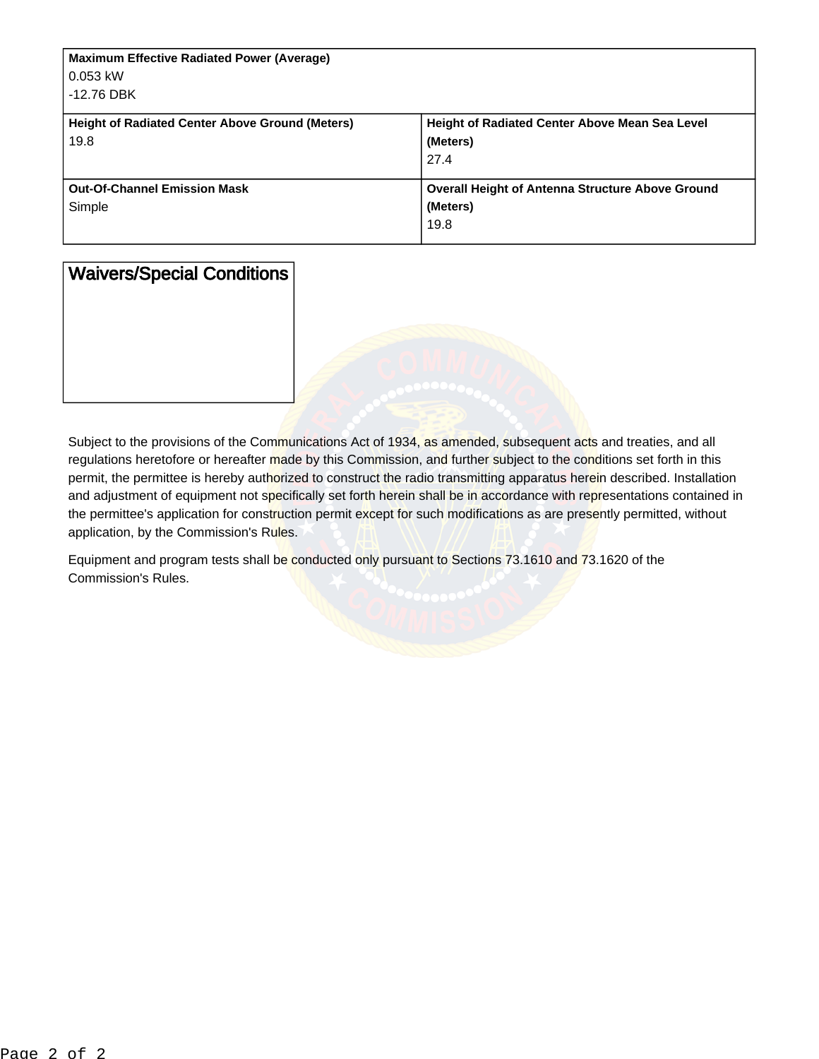| | |
|---|---|
| **Maximum Effective Radiated Power (Average)**<br>0.053 kW<br>-12.76 DBK | |
| **Height of Radiated Center Above Ground (Meters)**<br>19.8 | **Height of Radiated Center Above Mean Sea Level (Meters)**<br>27.4 |
| **Out-Of-Channel Emission Mask**<br>Simple | **Overall Height of Antenna Structure Above Ground (Meters)**<br>19.8 |

## Waivers/Special Conditions

Subject to the provisions of the Communications Act of 1934, as amended, subsequent acts and treaties, and all regulations heretofore or hereafter made by this Commission, and further subject to the conditions set forth in this permit, the permittee is hereby authorized to construct the radio transmitting apparatus herein described. Installation and adjustment of equipment not specifically set forth herein shall be in accordance with representations contained in the permittee's application for construction permit except for such modifications as are presently permitted, without application, by the Commission's Rules.

Equipment and program tests shall be conducted only pursuant to Sections 73.1610 and 73.1620 of the Commission's Rules.